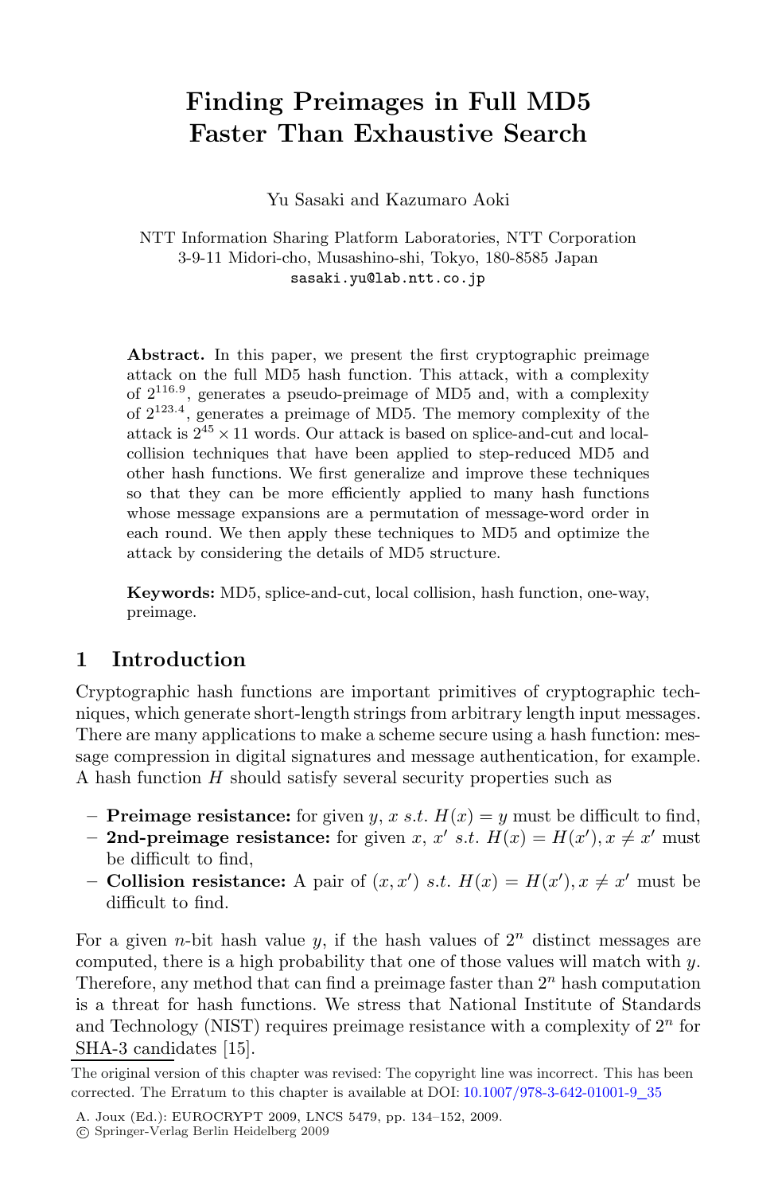# Finding Preimages in Full MD5 Faster Than Exhaustive Search

Yu Sasaki and Kazumaro Aoki

NTT Information Sharing Platform Laboratories, NTT Corporation
3-9-11 Midori-cho, Musashino-shi, Tokyo, 180-8585 Japan
sasaki.yu@lab.ntt.co.jp

**Abstract.** In this paper, we present the first cryptographic preimage attack on the full MD5 hash function. This attack, with a complexity of $2^{116.9}$, generates a pseudo-preimage of MD5 and, with a complexity of $2^{123.4}$, generates a preimage of MD5. The memory complexity of the attack is $2^{45} \times 11$ words. Our attack is based on splice-and-cut and local-collision techniques that have been applied to step-reduced MD5 and other hash functions. We first generalize and improve these techniques so that they can be more efficiently applied to many hash functions whose message expansions are a permutation of message-word order in each round. We then apply these techniques to MD5 and optimize the attack by considering the details of MD5 structure.

**Keywords:** MD5, splice-and-cut, local collision, hash function, one-way, preimage.

## 1 Introduction

Cryptographic hash functions are important primitives of cryptographic techniques, which generate short-length strings from arbitrary length input messages. There are many applications to make a scheme secure using a hash function: message compression in digital signatures and message authentication, for example. A hash function $H$ should satisfy several security properties such as

- **Preimage resistance:** for given $y$, $x$ $s.t.$ $H(x) = y$ must be difficult to find,
- **2nd-preimage resistance:** for given $x$, $x'$ $s.t.$ $H(x) = H(x'), x \neq x'$ must be difficult to find,
- **Collision resistance:** A pair of $(x, x')$ $s.t.$ $H(x) = H(x'), x \neq x'$ must be difficult to find.

For a given $n$-bit hash value $y$, if the hash values of $2^n$ distinct messages are computed, there is a high probability that one of those values will match with $y$. Therefore, any method that can find a preimage faster than $2^n$ hash computation is a threat for hash functions. We stress that National Institute of Standards and Technology (NIST) requires preimage resistance with a complexity of $2^n$ for SHA-3 candidates [15].

The original version of this chapter was revised: The copyright line was incorrect. This has been corrected. The Erratum to this chapter is available at DOI: 10.1007/978-3-642-01001-9_35

A. Joux (Ed.): EUROCRYPT 2009, LNCS 5479, pp. 134–152, 2009.
© Springer-Verlag Berlin Heidelberg 2009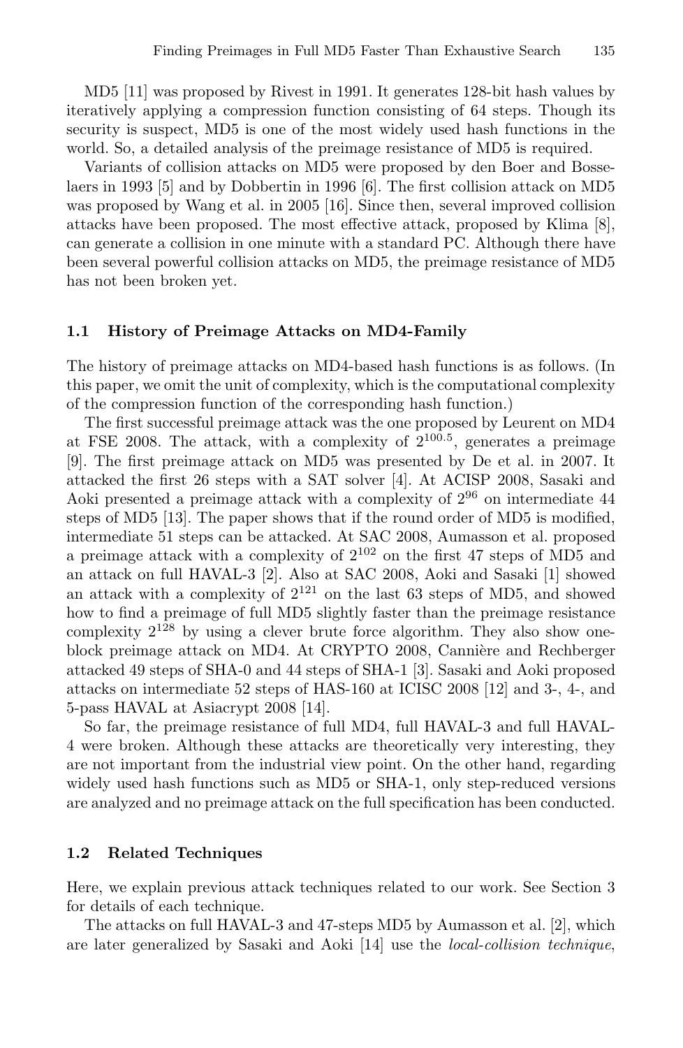MD5 [11] was proposed by Rivest in 1991. It generates 128-bit hash values by iteratively applying a compression function consisting of 64 steps. Though its security is suspect, MD5 is one of the most widely used hash functions in the world. So, a detailed analysis of the preimage resistance of MD5 is required.

Variants of collision attacks on MD5 were proposed by den Boer and Bosselaers in 1993 [5] and by Dobbertin in 1996 [6]. The first collision attack on MD5 was proposed by Wang et al. in 2005 [16]. Since then, several improved collision attacks have been proposed. The most effective attack, proposed by Klima [8], can generate a collision in one minute with a standard PC. Although there have been several powerful collision attacks on MD5, the preimage resistance of MD5 has not been broken yet.

### 1.1 History of Preimage Attacks on MD4-Family

The history of preimage attacks on MD4-based hash functions is as follows. (In this paper, we omit the unit of complexity, which is the computational complexity of the compression function of the corresponding hash function.)

The first successful preimage attack was the one proposed by Leurent on MD4 at FSE 2008. The attack, with a complexity of $2^{100.5}$, generates a preimage [9]. The first preimage attack on MD5 was presented by De et al. in 2007. It attacked the first 26 steps with a SAT solver [4]. At ACISP 2008, Sasaki and Aoki presented a preimage attack with a complexity of $2^{96}$ on intermediate 44 steps of MD5 [13]. The paper shows that if the round order of MD5 is modified, intermediate 51 steps can be attacked. At SAC 2008, Aumasson et al. proposed a preimage attack with a complexity of $2^{102}$ on the first 47 steps of MD5 and an attack on full HAVAL-3 [2]. Also at SAC 2008, Aoki and Sasaki [1] showed an attack with a complexity of $2^{121}$ on the last 63 steps of MD5, and showed how to find a preimage of full MD5 slightly faster than the preimage resistance complexity $2^{128}$ by using a clever brute force algorithm. They also show one-block preimage attack on MD4. At CRYPTO 2008, Cannière and Rechberger attacked 49 steps of SHA-0 and 44 steps of SHA-1 [3]. Sasaki and Aoki proposed attacks on intermediate 52 steps of HAS-160 at ICISC 2008 [12] and 3-, 4-, and 5-pass HAVAL at Asiacrypt 2008 [14].

So far, the preimage resistance of full MD4, full HAVAL-3 and full HAVAL-4 were broken. Although these attacks are theoretically very interesting, they are not important from the industrial view point. On the other hand, regarding widely used hash functions such as MD5 or SHA-1, only step-reduced versions are analyzed and no preimage attack on the full specification has been conducted.

### 1.2 Related Techniques

Here, we explain previous attack techniques related to our work. See Section 3 for details of each technique.

The attacks on full HAVAL-3 and 47-steps MD5 by Aumasson et al. [2], which are later generalized by Sasaki and Aoki [14] use the *local-collision technique*,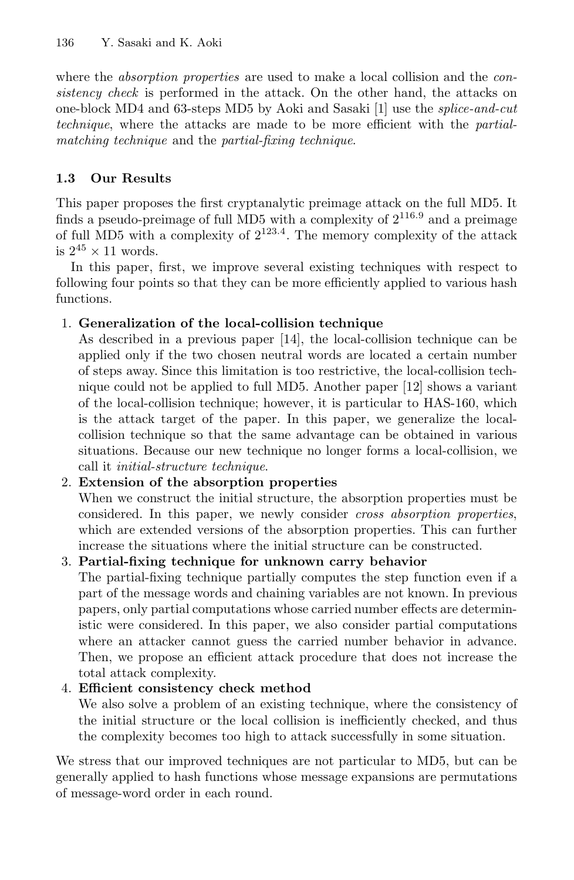where the *absorption properties* are used to make a local collision and the *consistency check* is performed in the attack. On the other hand, the attacks on one-block MD4 and 63-steps MD5 by Aoki and Sasaki [1] use the *splice-and-cut technique*, where the attacks are made to be more efficient with the *partial-matching technique* and the *partial-fixing technique*.

### 1.3 Our Results

This paper proposes the first cryptanalytic preimage attack on the full MD5. It finds a pseudo-preimage of full MD5 with a complexity of $2^{116.9}$ and a preimage of full MD5 with a complexity of $2^{123.4}$. The memory complexity of the attack is $2^{45} \times 11$ words.

In this paper, first, we improve several existing techniques with respect to following four points so that they can be more efficiently applied to various hash functions.

1. **Generalization of the local-collision technique**
   As described in a previous paper [14], the local-collision technique can be applied only if the two chosen neutral words are located a certain number of steps away. Since this limitation is too restrictive, the local-collision technique could not be applied to full MD5. Another paper [12] shows a variant of the local-collision technique; however, it is particular to HAS-160, which is the attack target of the paper. In this paper, we generalize the local-collision technique so that the same advantage can be obtained in various situations. Because our new technique no longer forms a local-collision, we call it *initial-structure technique*.
2. **Extension of the absorption properties**
   When we construct the initial structure, the absorption properties must be considered. In this paper, we newly consider *cross absorption properties*, which are extended versions of the absorption properties. This can further increase the situations where the initial structure can be constructed.
3. **Partial-fixing technique for unknown carry behavior**
   The partial-fixing technique partially computes the step function even if a part of the message words and chaining variables are not known. In previous papers, only partial computations whose carried number effects are deterministic were considered. In this paper, we also consider partial computations where an attacker cannot guess the carried number behavior in advance. Then, we propose an efficient attack procedure that does not increase the total attack complexity.
4. **Efficient consistency check method**
   We also solve a problem of an existing technique, where the consistency of the initial structure or the local collision is inefficiently checked, and thus the complexity becomes too high to attack successfully in some situation.

We stress that our improved techniques are not particular to MD5, but can be generally applied to hash functions whose message expansions are permutations of message-word order in each round.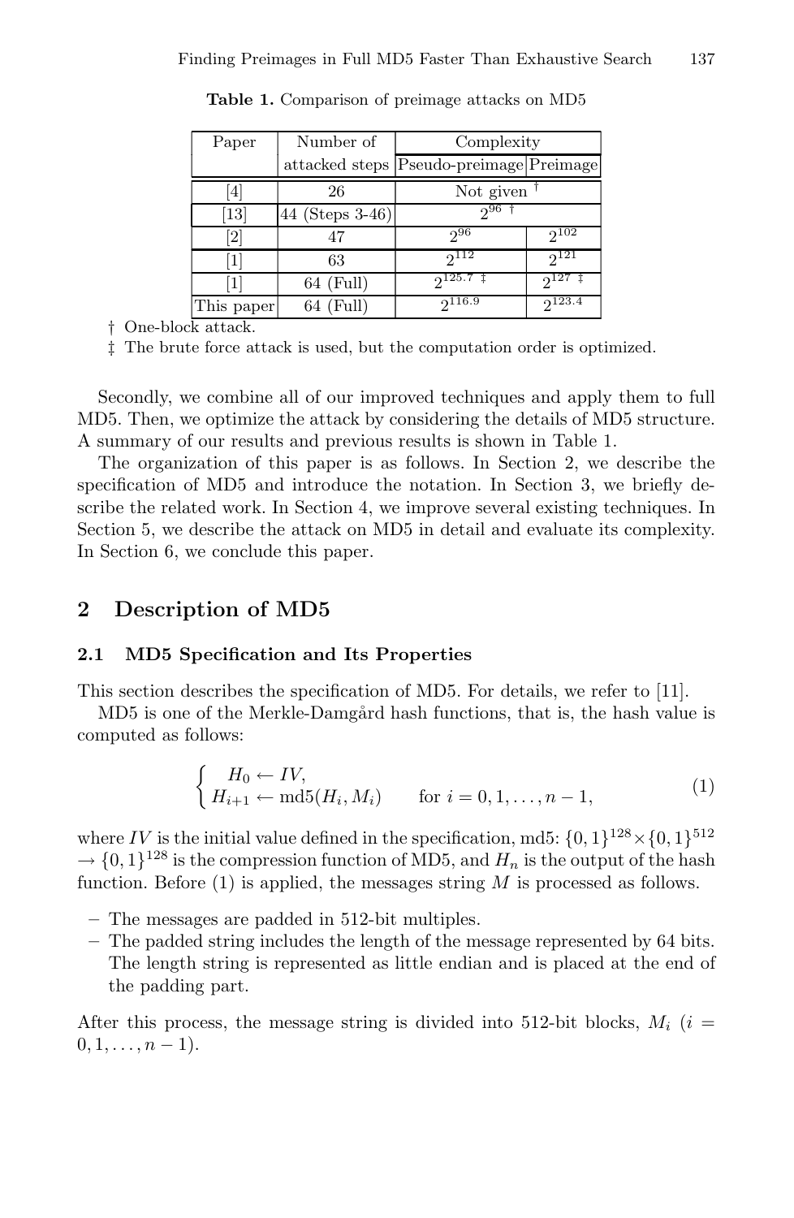**Table 1.** Comparison of preimage attacks on MD5

| Paper | Number of attacked steps | Complexity | |
|---|---|---|---|
| | | Pseudo-preimage | Preimage |
| [4] | 26 | Not given † | |
| [13] | 44 (Steps 3-46) | $2^{96}$ † | |
| [2] | 47 | $2^{96}$ | $2^{102}$ |
| [1] | 63 | $2^{112}$ | $2^{121}$ |
| [1] | 64 (Full) | $2^{125.7}$ ‡ | $2^{127}$ ‡ |
| This paper | 64 (Full) | $2^{116.9}$ | $2^{123.4}$ |

† One-block attack.
‡ The brute force attack is used, but the computation order is optimized.

Secondly, we combine all of our improved techniques and apply them to full MD5. Then, we optimize the attack by considering the details of MD5 structure. A summary of our results and previous results is shown in Table 1.

The organization of this paper is as follows. In Section 2, we describe the specification of MD5 and introduce the notation. In Section 3, we briefly describe the related work. In Section 4, we improve several existing techniques. In Section 5, we describe the attack on MD5 in detail and evaluate its complexity. In Section 6, we conclude this paper.

## 2 Description of MD5

### 2.1 MD5 Specification and Its Properties

This section describes the specification of MD5. For details, we refer to [11].

MD5 is one of the Merkle-Damgård hash functions, that is, the hash value is computed as follows:

$$\begin{cases} H_0 \leftarrow IV, \\ H_{i+1} \leftarrow \text{md5}(H_i, M_i) \qquad \text{for } i = 0, 1, \ldots, n-1, \end{cases} \tag{1}$$

where $IV$ is the initial value defined in the specification, md5: $\{0,1\}^{128} \times \{0,1\}^{512} \rightarrow \{0,1\}^{128}$ is the compression function of MD5, and $H_n$ is the output of the hash function. Before (1) is applied, the messages string $M$ is processed as follows.

– The messages are padded in 512-bit multiples.
– The padded string includes the length of the message represented by 64 bits. The length string is represented as little endian and is placed at the end of the padding part.

After this process, the message string is divided into 512-bit blocks, $M_i$ ($i = 0, 1, \ldots, n-1$).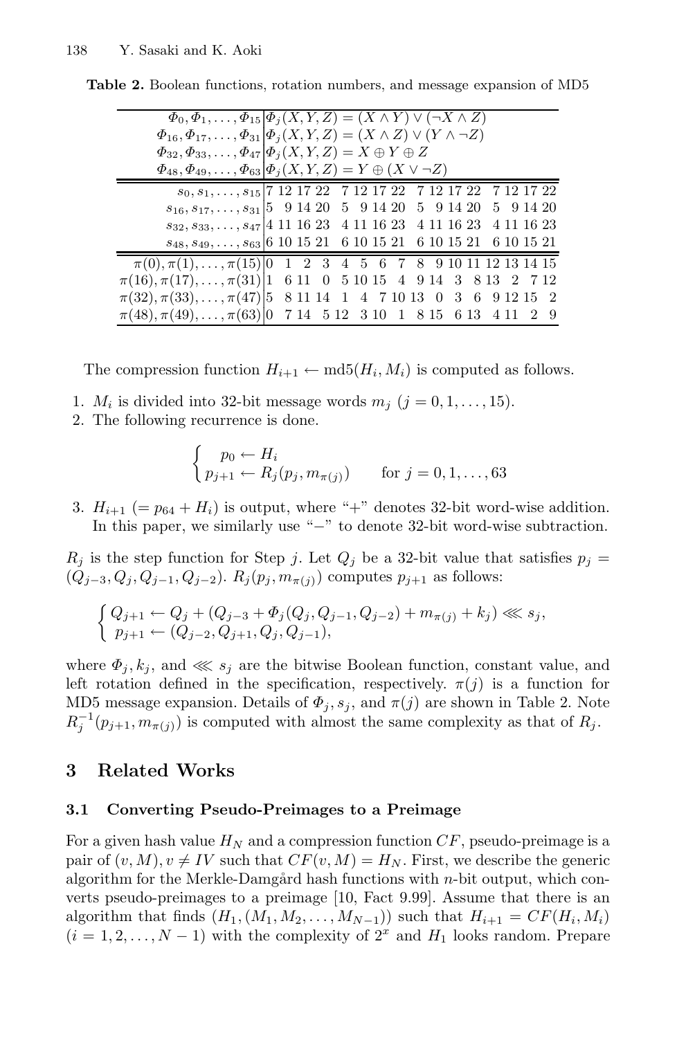**Table 2.** Boolean functions, rotation numbers, and message expansion of MD5

| | |
|---|---|
| $\Phi_0, \Phi_1, \ldots, \Phi_{15}$ | $\Phi_j(X,Y,Z) = (X \wedge Y) \vee (\neg X \wedge Z)$ |
| $\Phi_{16}, \Phi_{17}, \ldots, \Phi_{31}$ | $\Phi_j(X,Y,Z) = (X \wedge Z) \vee (Y \wedge \neg Z)$ |
| $\Phi_{32}, \Phi_{33}, \ldots, \Phi_{47}$ | $\Phi_j(X,Y,Z) = X \oplus Y \oplus Z$ |
| $\Phi_{48}, \Phi_{49}, \ldots, \Phi_{63}$ | $\Phi_j(X,Y,Z) = Y \oplus (X \vee \neg Z)$ |
| $s_0, s_1, \ldots, s_{15}$ | 7 12 17 22 7 12 17 22 7 12 17 22 7 12 17 22 |
| $s_{16}, s_{17}, \ldots, s_{31}$ | 5 9 14 20 5 9 14 20 5 9 14 20 5 9 14 20 |
| $s_{32}, s_{33}, \ldots, s_{47}$ | 4 11 16 23 4 11 16 23 4 11 16 23 4 11 16 23 |
| $s_{48}, s_{49}, \ldots, s_{63}$ | 6 10 15 21 6 10 15 21 6 10 15 21 6 10 15 21 |
| $\pi(0), \pi(1), \ldots, \pi(15)$ | 0 1 2 3 4 5 6 7 8 9 10 11 12 13 14 15 |
| $\pi(16), \pi(17), \ldots, \pi(31)$ | 1 6 11 0 5 10 15 4 9 14 3 8 13 2 7 12 |
| $\pi(32), \pi(33), \ldots, \pi(47)$ | 5 8 11 14 1 4 7 10 13 0 3 6 9 12 15 2 |
| $\pi(48), \pi(49), \ldots, \pi(63)$ | 0 7 14 5 12 3 10 1 8 15 6 13 4 11 2 9 |

The compression function $H_{i+1} \leftarrow \text{md5}(H_i, M_i)$ is computed as follows.

1. $M_i$ is divided into 32-bit message words $m_j$ $(j = 0, 1, \ldots, 15)$.
2. The following recurrence is done.

$$\begin{cases} p_0 \leftarrow H_i \\ p_{j+1} \leftarrow R_j(p_j, m_{\pi(j)}) \qquad \text{for } j = 0, 1, \ldots, 63 \end{cases}$$

3. $H_{i+1}$ $(= p_{64} + H_i)$ is output, where "+" denotes 32-bit word-wise addition. In this paper, we similarly use "−" to denote 32-bit word-wise subtraction.

$R_j$ is the step function for Step $j$. Let $Q_j$ be a 32-bit value that satisfies $p_j = (Q_{j-3}, Q_j, Q_{j-1}, Q_{j-2})$. $R_j(p_j, m_{\pi(j)})$ computes $p_{j+1}$ as follows:

$$\begin{cases} Q_{j+1} \leftarrow Q_j + (Q_{j-3} + \Phi_j(Q_j, Q_{j-1}, Q_{j-2}) + m_{\pi(j)} + k_j) \lll s_j, \\ p_{j+1} \leftarrow (Q_{j-2}, Q_{j+1}, Q_j, Q_{j-1}), \end{cases}$$

where $\Phi_j, k_j$, and $\lll s_j$ are the bitwise Boolean function, constant value, and left rotation defined in the specification, respectively. $\pi(j)$ is a function for MD5 message expansion. Details of $\Phi_j, s_j$, and $\pi(j)$ are shown in Table 2. Note $R_j^{-1}(p_{j+1}, m_{\pi(j)})$ is computed with almost the same complexity as that of $R_j$.

## 3 Related Works

### 3.1 Converting Pseudo-Preimages to a Preimage

For a given hash value $H_N$ and a compression function $CF$, pseudo-preimage is a pair of $(v, M), v \neq IV$ such that $CF(v, M) = H_N$. First, we describe the generic algorithm for the Merkle-Damgård hash functions with $n$-bit output, which converts pseudo-preimages to a preimage [10, Fact 9.99]. Assume that there is an algorithm that finds $(H_1, (M_1, M_2, \ldots, M_{N-1}))$ such that $H_{i+1} = CF(H_i, M_i)$ $(i = 1, 2, \ldots, N-1)$ with the complexity of $2^x$ and $H_1$ looks random. Prepare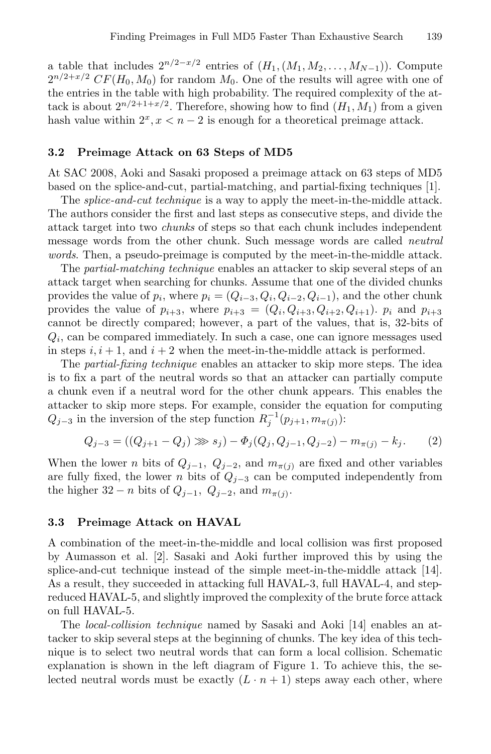a table that includes $2^{n/2-x/2}$ entries of $(H_1, (M_1, M_2, \ldots, M_{N-1}))$. Compute $2^{n/2+x/2}$ $CF(H_0, M_0)$ for random $M_0$. One of the results will agree with one of the entries in the table with high probability. The required complexity of the attack is about $2^{n/2+1+x/2}$. Therefore, showing how to find $(H_1, M_1)$ from a given hash value within $2^x, x < n-2$ is enough for a theoretical preimage attack.

### 3.2 Preimage Attack on 63 Steps of MD5

At SAC 2008, Aoki and Sasaki proposed a preimage attack on 63 steps of MD5 based on the splice-and-cut, partial-matching, and partial-fixing techniques [1].

The *splice-and-cut technique* is a way to apply the meet-in-the-middle attack. The authors consider the first and last steps as consecutive steps, and divide the attack target into two *chunks* of steps so that each chunk includes independent message words from the other chunk. Such message words are called *neutral words*. Then, a pseudo-preimage is computed by the meet-in-the-middle attack.

The *partial-matching technique* enables an attacker to skip several steps of an attack target when searching for chunks. Assume that one of the divided chunks provides the value of $p_i$, where $p_i = (Q_{i-3}, Q_i, Q_{i-2}, Q_{i-1})$, and the other chunk provides the value of $p_{i+3}$, where $p_{i+3} = (Q_i, Q_{i+3}, Q_{i+2}, Q_{i+1})$. $p_i$ and $p_{i+3}$ cannot be directly compared; however, a part of the values, that is, 32-bits of $Q_i$, can be compared immediately. In such a case, one can ignore messages used in steps $i, i+1$, and $i+2$ when the meet-in-the-middle attack is performed.

The *partial-fixing technique* enables an attacker to skip more steps. The idea is to fix a part of the neutral words so that an attacker can partially compute a chunk even if a neutral word for the other chunk appears. This enables the attacker to skip more steps. For example, consider the equation for computing $Q_{j-3}$ in the inversion of the step function $R_j^{-1}(p_{j+1}, m_{\pi(j)})$:

$$Q_{j-3} = ((Q_{j+1} - Q_j) \ggg s_j) - \Phi_j(Q_j, Q_{j-1}, Q_{j-2}) - m_{\pi(j)} - k_j. \qquad (2)$$

When the lower $n$ bits of $Q_{j-1}$, $Q_{j-2}$, and $m_{\pi(j)}$ are fixed and other variables are fully fixed, the lower $n$ bits of $Q_{j-3}$ can be computed independently from the higher $32-n$ bits of $Q_{j-1}$, $Q_{j-2}$, and $m_{\pi(j)}$.

### 3.3 Preimage Attack on HAVAL

A combination of the meet-in-the-middle and local collision was first proposed by Aumasson et al. [2]. Sasaki and Aoki further improved this by using the splice-and-cut technique instead of the simple meet-in-the-middle attack [14]. As a result, they succeeded in attacking full HAVAL-3, full HAVAL-4, and step-reduced HAVAL-5, and slightly improved the complexity of the brute force attack on full HAVAL-5.

The *local-collision technique* named by Sasaki and Aoki [14] enables an attacker to skip several steps at the beginning of chunks. The key idea of this technique is to select two neutral words that can form a local collision. Schematic explanation is shown in the left diagram of Figure 1. To achieve this, the selected neutral words must be exactly $(L \cdot n + 1)$ steps away each other, where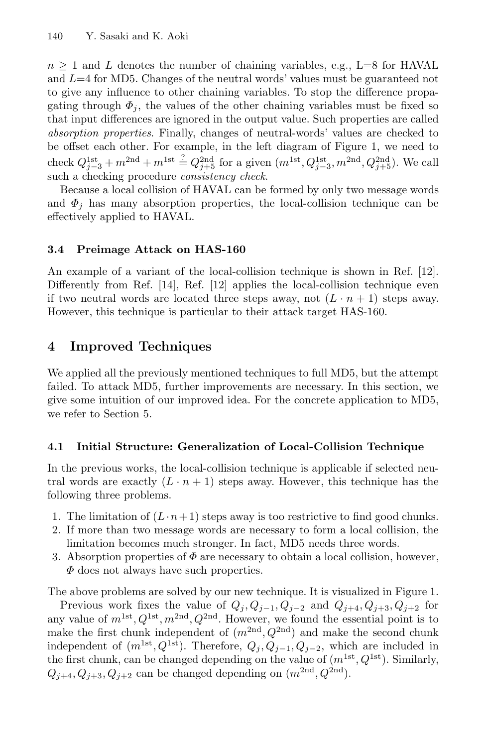$n \geq 1$ and $L$ denotes the number of chaining variables, e.g., L=8 for HAVAL and L=4 for MD5. Changes of the neutral words' values must be guaranteed not to give any influence to other chaining variables. To stop the difference propagating through $\Phi_j$, the values of the other chaining variables must be fixed so that input differences are ignored in the output value. Such properties are called *absorption properties*. Finally, changes of neutral-words' values are checked to be offset each other. For example, in the left diagram of Figure 1, we need to check $Q^{1st}_{j-3} + m^{2nd} + m^{1st} \stackrel{?}{=} Q^{2nd}_{j+5}$ for a given $(m^{1st}, Q^{1st}_{j-3}, m^{2nd}, Q^{2nd}_{j+5})$. We call such a checking procedure *consistency check*.

Because a local collision of HAVAL can be formed by only two message words and $\Phi_j$ has many absorption properties, the local-collision technique can be effectively applied to HAVAL.

### 3.4 Preimage Attack on HAS-160

An example of a variant of the local-collision technique is shown in Ref. [12]. Differently from Ref. [14], Ref. [12] applies the local-collision technique even if two neutral words are located three steps away, not $(L \cdot n + 1)$ steps away. However, this technique is particular to their attack target HAS-160.

## 4 Improved Techniques

We applied all the previously mentioned techniques to full MD5, but the attempt failed. To attack MD5, further improvements are necessary. In this section, we give some intuition of our improved idea. For the concrete application to MD5, we refer to Section 5.

### 4.1 Initial Structure: Generalization of Local-Collision Technique

In the previous works, the local-collision technique is applicable if selected neutral words are exactly $(L \cdot n + 1)$ steps away. However, this technique has the following three problems.

1. The limitation of $(L \cdot n + 1)$ steps away is too restrictive to find good chunks.
2. If more than two message words are necessary to form a local collision, the limitation becomes much stronger. In fact, MD5 needs three words.
3. Absorption properties of $\Phi$ are necessary to obtain a local collision, however, $\Phi$ does not always have such properties.

The above problems are solved by our new technique. It is visualized in Figure 1.

Previous work fixes the value of $Q_j, Q_{j-1}, Q_{j-2}$ and $Q_{j+4}, Q_{j+3}, Q_{j+2}$ for any value of $m^{1st}, Q^{1st}, m^{2nd}, Q^{2nd}$. However, we found the essential point is to make the first chunk independent of $(m^{2nd}, Q^{2nd})$ and make the second chunk independent of $(m^{1st}, Q^{1st})$. Therefore, $Q_j, Q_{j-1}, Q_{j-2}$, which are included in the first chunk, can be changed depending on the value of $(m^{1st}, Q^{1st})$. Similarly, $Q_{j+4}, Q_{j+3}, Q_{j+2}$ can be changed depending on $(m^{2nd}, Q^{2nd})$.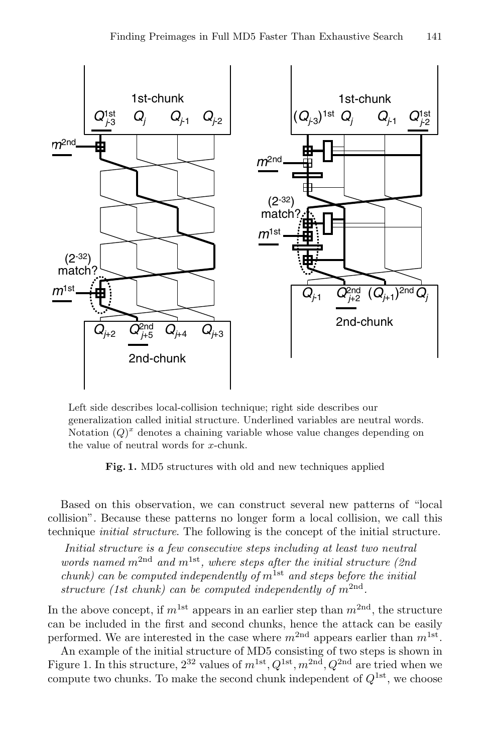Left side describes local-collision technique; right side describes our generalization called initial structure. Underlined variables are neutral words. Notation $(Q)^x$ denotes a chaining variable whose value changes depending on the value of neutral words for $x$-chunk.

**Fig. 1.** MD5 structures with old and new techniques applied

Based on this observation, we can construct several new patterns of "local collision". Because these patterns no longer form a local collision, we call this technique *initial structure*. The following is the concept of the initial structure.

*Initial structure is a few consecutive steps including at least two neutral words named $m^{2nd}$ and $m^{1st}$, where steps after the initial structure (2nd chunk) can be computed independently of $m^{1st}$ and steps before the initial structure (1st chunk) can be computed independently of $m^{2nd}$.*

In the above concept, if $m^{1st}$ appears in an earlier step than $m^{2nd}$, the structure can be included in the first and second chunks, hence the attack can be easily performed. We are interested in the case where $m^{2nd}$ appears earlier than $m^{1st}$.

An example of the initial structure of MD5 consisting of two steps is shown in Figure 1. In this structure, $2^{32}$ values of $m^{1st}, Q^{1st}, m^{2nd}, Q^{2nd}$ are tried when we compute two chunks. To make the second chunk independent of $Q^{1st}$, we choose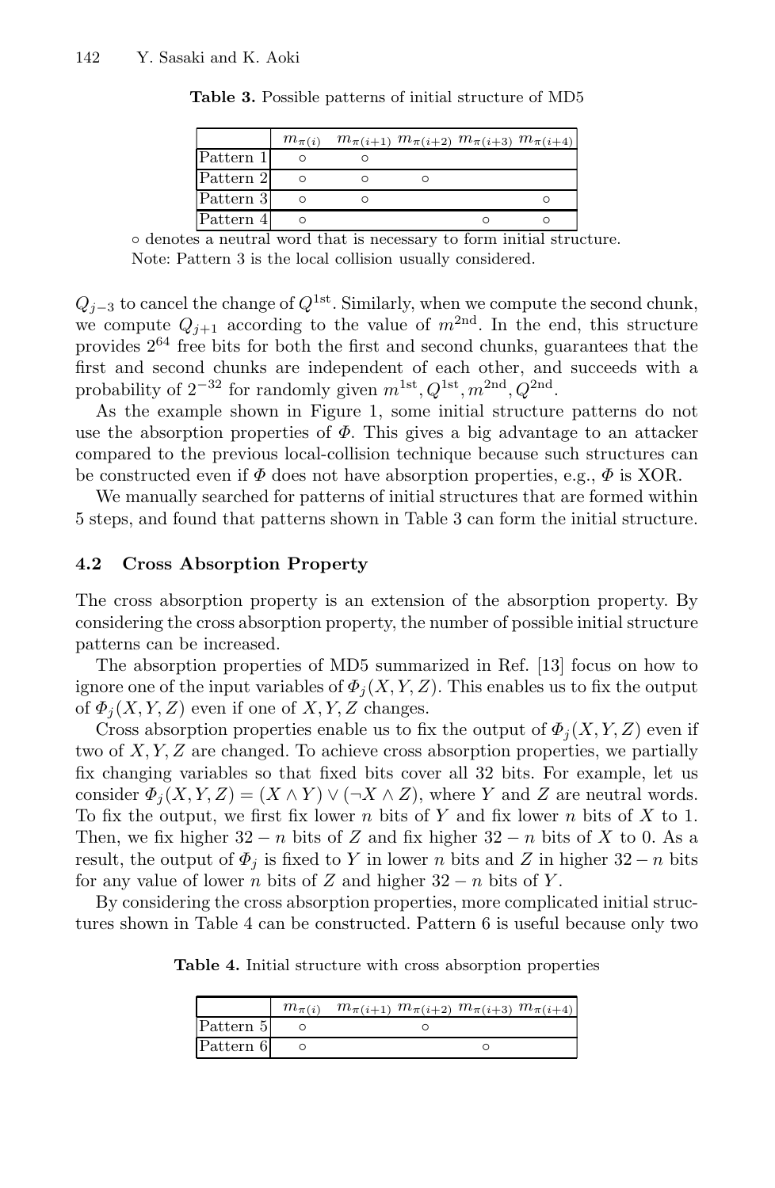**Table 3.** Possible patterns of initial structure of MD5

| | $m_{\pi(i)}$ | $m_{\pi(i+1)}$ | $m_{\pi(i+2)}$ | $m_{\pi(i+3)}$ | $m_{\pi(i+4)}$ |
|---|---|---|---|---|---|
| Pattern 1 | ○ | ○ | | | |
| Pattern 2 | ○ | ○ | ○ | | |
| Pattern 3 | ○ | ○ | | | ○ |
| Pattern 4 | ○ | | | ○ | ○ |

○ denotes a neutral word that is necessary to form initial structure.
Note: Pattern 3 is the local collision usually considered.

$Q_{j-3}$ to cancel the change of $Q^{1st}$. Similarly, when we compute the second chunk, we compute $Q_{j+1}$ according to the value of $m^{2nd}$. In the end, this structure provides $2^{64}$ free bits for both the first and second chunks, guarantees that the first and second chunks are independent of each other, and succeeds with a probability of $2^{-32}$ for randomly given $m^{1st}, Q^{1st}, m^{2nd}, Q^{2nd}$.

As the example shown in Figure 1, some initial structure patterns do not use the absorption properties of $\Phi$. This gives a big advantage to an attacker compared to the previous local-collision technique because such structures can be constructed even if $\Phi$ does not have absorption properties, e.g., $\Phi$ is XOR.

We manually searched for patterns of initial structures that are formed within 5 steps, and found that patterns shown in Table 3 can form the initial structure.

### 4.2 Cross Absorption Property

The cross absorption property is an extension of the absorption property. By considering the cross absorption property, the number of possible initial structure patterns can be increased.

The absorption properties of MD5 summarized in Ref. [13] focus on how to ignore one of the input variables of $\Phi_j(X, Y, Z)$. This enables us to fix the output of $\Phi_j(X, Y, Z)$ even if one of $X, Y, Z$ changes.

Cross absorption properties enable us to fix the output of $\Phi_j(X, Y, Z)$ even if two of $X, Y, Z$ are changed. To achieve cross absorption properties, we partially fix changing variables so that fixed bits cover all 32 bits. For example, let us consider $\Phi_j(X, Y, Z) = (X \wedge Y) \vee (\neg X \wedge Z)$, where $Y$ and $Z$ are neutral words. To fix the output, we first fix lower $n$ bits of $Y$ and fix lower $n$ bits of $X$ to 1. Then, we fix higher $32 - n$ bits of $Z$ and fix higher $32 - n$ bits of $X$ to 0. As a result, the output of $\Phi_j$ is fixed to $Y$ in lower $n$ bits and $Z$ in higher $32 - n$ bits for any value of lower $n$ bits of $Z$ and higher $32 - n$ bits of $Y$.

By considering the cross absorption properties, more complicated initial structures shown in Table 4 can be constructed. Pattern 6 is useful because only two

**Table 4.** Initial structure with cross absorption properties

| | $m_{\pi(i)}$ | $m_{\pi(i+1)}$ | $m_{\pi(i+2)}$ | $m_{\pi(i+3)}$ | $m_{\pi(i+4)}$ |
|---|---|---|---|---|---|
| Pattern 5 | ○ | | ○ | | |
| Pattern 6 | ○ | | | ○ | |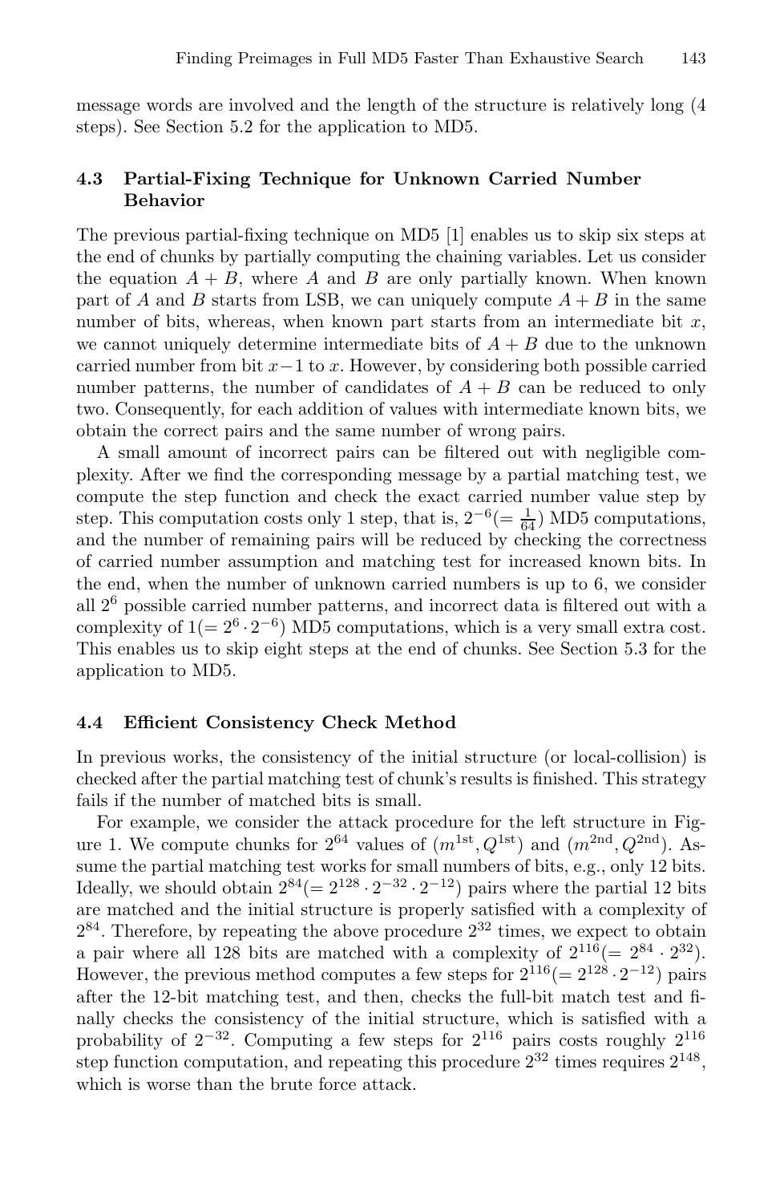message words are involved and the length of the structure is relatively long (4 steps). See Section 5.2 for the application to MD5.

### 4.3 Partial-Fixing Technique for Unknown Carried Number Behavior

The previous partial-fixing technique on MD5 [1] enables us to skip six steps at the end of chunks by partially computing the chaining variables. Let us consider the equation $A + B$, where $A$ and $B$ are only partially known. When known part of $A$ and $B$ starts from LSB, we can uniquely compute $A + B$ in the same number of bits, whereas, when known part starts from an intermediate bit $x$, we cannot uniquely determine intermediate bits of $A + B$ due to the unknown carried number from bit $x - 1$ to $x$. However, by considering both possible carried number patterns, the number of candidates of $A + B$ can be reduced to only two. Consequently, for each addition of values with intermediate known bits, we obtain the correct pairs and the same number of wrong pairs.

A small amount of incorrect pairs can be filtered out with negligible complexity. After we find the corresponding message by a partial matching test, we compute the step function and check the exact carried number value step by step. This computation costs only 1 step, that is, $2^{-6}(= \frac{1}{64})$ MD5 computations, and the number of remaining pairs will be reduced by checking the correctness of carried number assumption and matching test for increased known bits. In the end, when the number of unknown carried numbers is up to 6, we consider all $2^6$ possible carried number patterns, and incorrect data is filtered out with a complexity of $1(= 2^6 \cdot 2^{-6})$ MD5 computations, which is a very small extra cost. This enables us to skip eight steps at the end of chunks. See Section 5.3 for the application to MD5.

### 4.4 Efficient Consistency Check Method

In previous works, the consistency of the initial structure (or local-collision) is checked after the partial matching test of chunk's results is finished. This strategy fails if the number of matched bits is small.

For example, we consider the attack procedure for the left structure in Figure 1. We compute chunks for $2^{64}$ values of $(m^{1\text{st}}, Q^{1\text{st}})$ and $(m^{2\text{nd}}, Q^{2\text{nd}})$. Assume the partial matching test works for small numbers of bits, e.g., only 12 bits. Ideally, we should obtain $2^{84}(= 2^{128} \cdot 2^{-32} \cdot 2^{-12})$ pairs where the partial 12 bits are matched and the initial structure is properly satisfied with a complexity of $2^{84}$. Therefore, by repeating the above procedure $2^{32}$ times, we expect to obtain a pair where all 128 bits are matched with a complexity of $2^{116}(= 2^{84} \cdot 2^{32})$. However, the previous method computes a few steps for $2^{116}(= 2^{128} \cdot 2^{-12})$ pairs after the 12-bit matching test, and then, checks the full-bit match test and finally checks the consistency of the initial structure, which is satisfied with a probability of $2^{-32}$. Computing a few steps for $2^{116}$ pairs costs roughly $2^{116}$ step function computation, and repeating this procedure $2^{32}$ times requires $2^{148}$, which is worse than the brute force attack.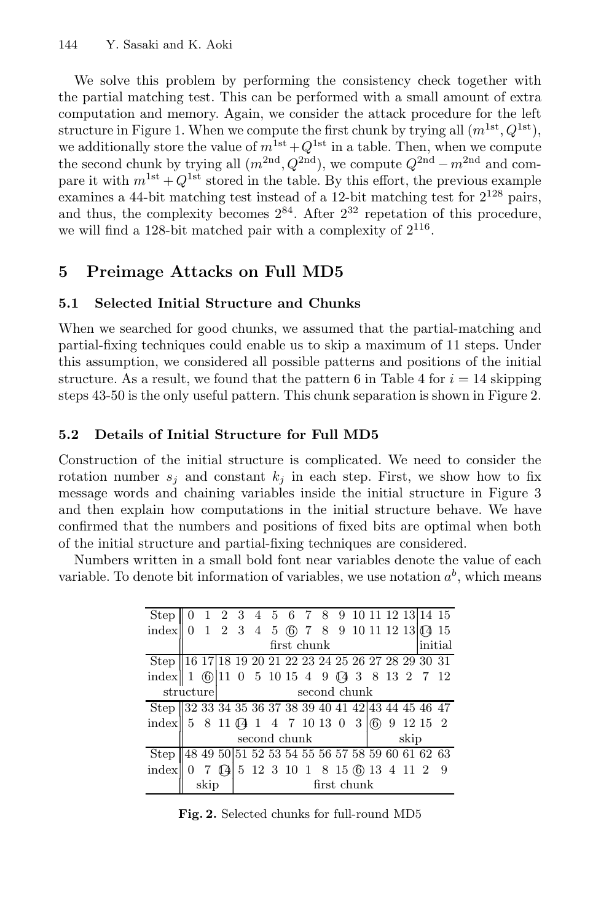We solve this problem by performing the consistency check together with the partial matching test. This can be performed with a small amount of extra computation and memory. Again, we consider the attack procedure for the left structure in Figure 1. When we compute the first chunk by trying all $(m^{1st}, Q^{1st})$, we additionally store the value of $m^{1st} + Q^{1st}$ in a table. Then, when we compute the second chunk by trying all $(m^{2nd}, Q^{2nd})$, we compute $Q^{2nd} - m^{2nd}$ and compare it with $m^{1st} + Q^{1st}$ stored in the table. By this effort, the previous example examines a 44-bit matching test instead of a 12-bit matching test for $2^{128}$ pairs, and thus, the complexity becomes $2^{84}$. After $2^{32}$ repetation of this procedure, we will find a 128-bit matched pair with a complexity of $2^{116}$.

## 5 Preimage Attacks on Full MD5

### 5.1 Selected Initial Structure and Chunks

When we searched for good chunks, we assumed that the partial-matching and partial-fixing techniques could enable us to skip a maximum of 11 steps. Under this assumption, we considered all possible patterns and positions of the initial structure. As a result, we found that the pattern 6 in Table 4 for $i = 14$ skipping steps 43-50 is the only useful pattern. This chunk separation is shown in Figure 2.

### 5.2 Details of Initial Structure for Full MD5

Construction of the initial structure is complicated. We need to consider the rotation number $s_j$ and constant $k_j$ in each step. First, we show how to fix message words and chaining variables inside the initial structure in Figure 3 and then explain how computations in the initial structure behave. We have confirmed that the numbers and positions of fixed bits are optimal when both of the initial structure and partial-fixing techniques are considered.

Numbers written in a small bold font near variables denote the value of each variable. To denote bit information of variables, we use notation $a^b$, which means

| Step | 0 | 1 | 2 | 3 | 4 | 5 | 6 | 7 | 8 | 9 | 10 | 11 | 12 | 13 | 14 | 15 |
|---|---|---|---|---|---|---|---|---|---|---|---|---|---|---|---|---|
| index | 0 | 1 | 2 | 3 | 4 | 5 | (6) | 7 | 8 | 9 | 10 | 11 | 12 | 13 | (14) | 15 |
| | first chunk | | | | | | | | | | | | | | initial | |
| Step | 16 | 17 | 18 | 19 | 20 | 21 | 22 | 23 | 24 | 25 | 26 | 27 | 28 | 29 | 30 | 31 |
| index | 1 | (6) | 11 | 0 | 5 | 10 | 15 | 4 | 9 | (14) | 3 | 8 | 13 | 2 | 7 | 12 |
| | structure | | second chunk | | | | | | | | | | | | | |
| Step | 32 | 33 | 34 | 35 | 36 | 37 | 38 | 39 | 40 | 41 | 42 | 43 | 44 | 45 | 46 | 47 |
| index | 5 | 8 | 11 | (14) | 1 | 4 | 7 | 10 | 13 | 0 | 3 | (6) | 9 | 12 | 15 | 2 |
| | second chunk | | | | | | | | | | | skip | | | | |
| Step | 48 | 49 | 50 | 51 | 52 | 53 | 54 | 55 | 56 | 57 | 58 | 59 | 60 | 61 | 62 | 63 |
| index | 0 | 7 | (14) | 5 | 12 | 3 | 10 | 1 | 8 | 15 | (6) | 13 | 4 | 11 | 2 | 9 |
| | skip | | | first chunk | | | | | | | | | | | | |

**Fig. 2.** Selected chunks for full-round MD5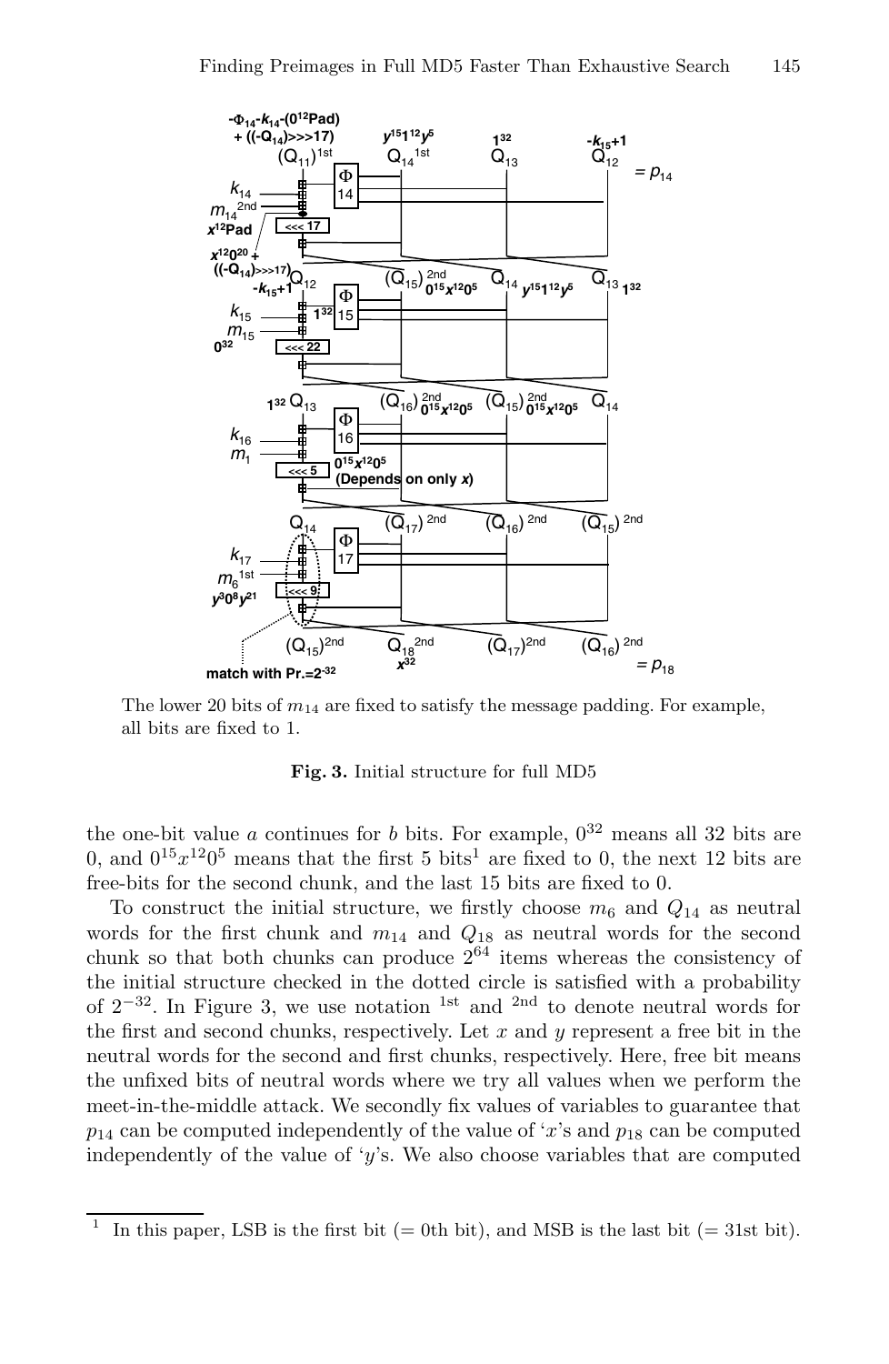The lower 20 bits of $m_{14}$ are fixed to satisfy the message padding. For example, all bits are fixed to 1.

**Fig. 3.** Initial structure for full MD5

the one-bit value $a$ continues for $b$ bits. For example, $0^{32}$ means all 32 bits are 0, and $0^{15}x^{12}0^5$ means that the first 5 bits[1] are fixed to 0, the next 12 bits are free-bits for the second chunk, and the last 15 bits are fixed to 0.

To construct the initial structure, we firstly choose $m_6$ and $Q_{14}$ as neutral words for the first chunk and $m_{14}$ and $Q_{18}$ as neutral words for the second chunk so that both chunks can produce $2^{64}$ items whereas the consistency of the initial structure checked in the dotted circle is satisfied with a probability of $2^{-32}$. In Figure 3, we use notation $^{1st}$ and $^{2nd}$ to denote neutral words for the first and second chunks, respectively. Let $x$ and $y$ represent a free bit in the neutral words for the second and first chunks, respectively. Here, free bit means the unfixed bits of neutral words where we try all values when we perform the meet-in-the-middle attack. We secondly fix values of variables to guarantee that $p_{14}$ can be computed independently of the value of '$x$'s and $p_{18}$ can be computed independently of the value of '$y$'s. We also choose variables that are computed

[1] In this paper, LSB is the first bit (= 0th bit), and MSB is the last bit (= 31st bit).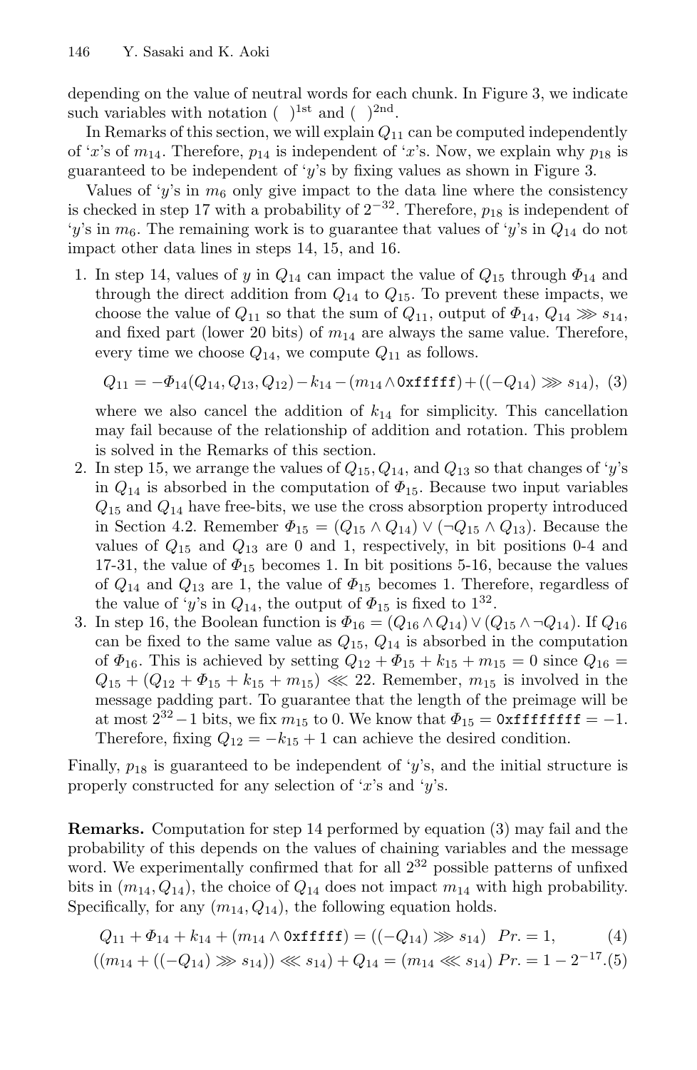depending on the value of neutral words for each chunk. In Figure 3, we indicate such variables with notation $(\ )^{\text{1st}}$ and $(\ )^{\text{2nd}}$.

In Remarks of this section, we will explain $Q_{11}$ can be computed independently of '$x$'s of $m_{14}$. Therefore, $p_{14}$ is independent of '$x$'s. Now, we explain why $p_{18}$ is guaranteed to be independent of '$y$'s by fixing values as shown in Figure 3.

Values of '$y$'s in $m_6$ only give impact to the data line where the consistency is checked in step 17 with a probability of $2^{-32}$. Therefore, $p_{18}$ is independent of '$y$'s in $m_6$. The remaining work is to guarantee that values of '$y$'s in $Q_{14}$ do not impact other data lines in steps 14, 15, and 16.

1. In step 14, values of $y$ in $Q_{14}$ can impact the value of $Q_{15}$ through $\Phi_{14}$ and through the direct addition from $Q_{14}$ to $Q_{15}$. To prevent these impacts, we choose the value of $Q_{11}$ so that the sum of $Q_{11}$, output of $\Phi_{14}$, $Q_{14} \ggg s_{14}$, and fixed part (lower 20 bits) of $m_{14}$ are always the same value. Therefore, every time we choose $Q_{14}$, we compute $Q_{11}$ as follows.

$$Q_{11} = -\Phi_{14}(Q_{14}, Q_{13}, Q_{12}) - k_{14} - (m_{14} \wedge \texttt{0xfffff}) + ((-Q_{14}) \ggg s_{14}), \quad (3)$$

where we also cancel the addition of $k_{14}$ for simplicity. This cancellation may fail because of the relationship of addition and rotation. This problem is solved in the Remarks of this section.

2. In step 15, we arrange the values of $Q_{15}, Q_{14}$, and $Q_{13}$ so that changes of '$y$'s in $Q_{14}$ is absorbed in the computation of $\Phi_{15}$. Because two input variables $Q_{15}$ and $Q_{14}$ have free-bits, we use the cross absorption property introduced in Section 4.2. Remember $\Phi_{15} = (Q_{15} \wedge Q_{14}) \vee (\neg Q_{15} \wedge Q_{13})$. Because the values of $Q_{15}$ and $Q_{13}$ are 0 and 1, respectively, in bit positions 0-4 and 17-31, the value of $\Phi_{15}$ becomes 1. In bit positions 5-16, because the values of $Q_{14}$ and $Q_{13}$ are 1, the value of $\Phi_{15}$ becomes 1. Therefore, regardless of the value of '$y$'s in $Q_{14}$, the output of $\Phi_{15}$ is fixed to $1^{32}$.
3. In step 16, the Boolean function is $\Phi_{16} = (Q_{16} \wedge Q_{14}) \vee (Q_{15} \wedge \neg Q_{14})$. If $Q_{16}$ can be fixed to the same value as $Q_{15}$, $Q_{14}$ is absorbed in the computation of $\Phi_{16}$. This is achieved by setting $Q_{12} + \Phi_{15} + k_{15} + m_{15} = 0$ since $Q_{16} = Q_{15} + (Q_{12} + \Phi_{15} + k_{15} + m_{15}) \lll 22$. Remember, $m_{15}$ is involved in the message padding part. To guarantee that the length of the preimage will be at most $2^{32} - 1$ bits, we fix $m_{15}$ to 0. We know that $\Phi_{15} = \texttt{0xffffffff} = -1$. Therefore, fixing $Q_{12} = -k_{15} + 1$ can achieve the desired condition.

Finally, $p_{18}$ is guaranteed to be independent of '$y$'s, and the initial structure is properly constructed for any selection of '$x$'s and '$y$'s.

**Remarks.** Computation for step 14 performed by equation (3) may fail and the probability of this depends on the values of chaining variables and the message word. We experimentally confirmed that for all $2^{32}$ possible patterns of unfixed bits in $(m_{14}, Q_{14})$, the choice of $Q_{14}$ does not impact $m_{14}$ with high probability. Specifically, for any $(m_{14}, Q_{14})$, the following equation holds.

$$Q_{11} + \Phi_{14} + k_{14} + (m_{14} \wedge \texttt{0xfffff}) = ((-Q_{14}) \ggg s_{14}) \quad Pr. = 1, \quad (4)$$

$$((m_{14} + ((-Q_{14}) \ggg s_{14})) \lll s_{14}) + Q_{14} = (m_{14} \lll s_{14}) \quad Pr. = 1 - 2^{-17}. \quad (5)$$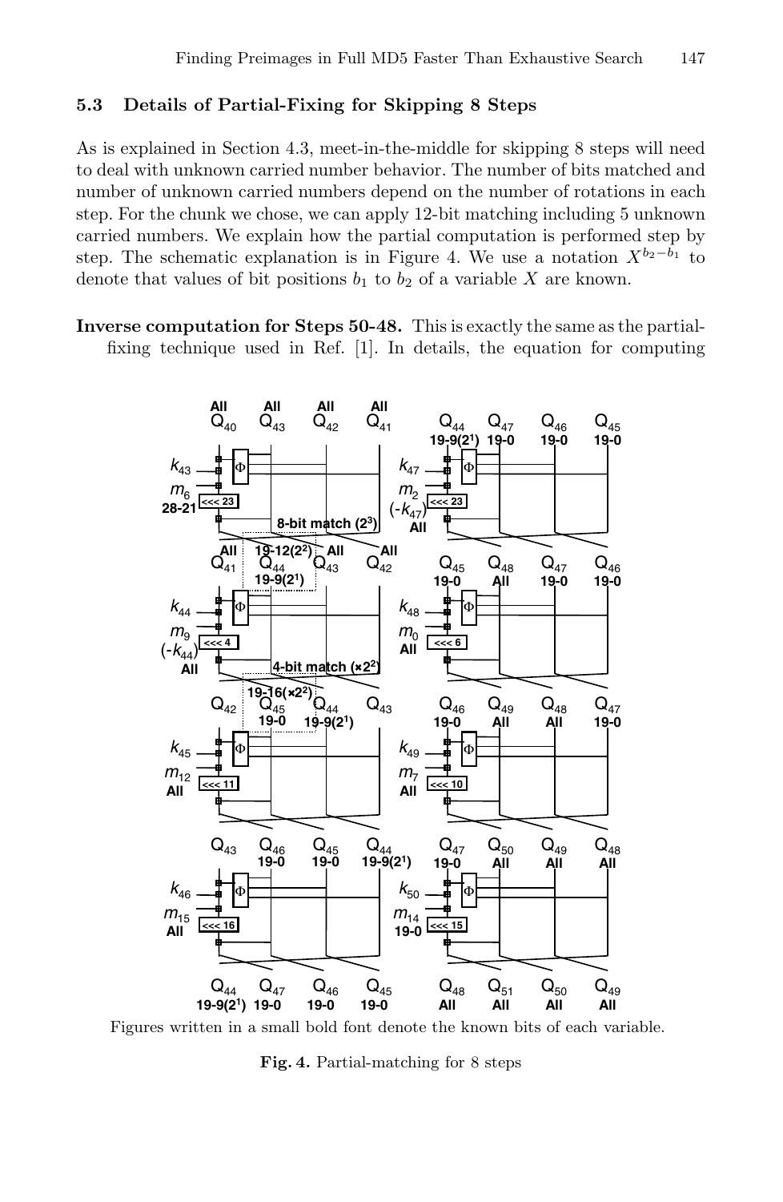### 5.3 Details of Partial-Fixing for Skipping 8 Steps

As is explained in Section 4.3, meet-in-the-middle for skipping 8 steps will need to deal with unknown carried number behavior. The number of bits matched and number of unknown carried numbers depend on the number of rotations in each step. For the chunk we chose, we can apply 12-bit matching including 5 unknown carried numbers. We explain how the partial computation is performed step by step. The schematic explanation is in Figure 4. We use a notation $X^{b_2-b_1}$ to denote that values of bit positions $b_1$ to $b_2$ of a variable $X$ are known.

**Inverse computation for Steps 50-48.** This is exactly the same as the partial-fixing technique used in Ref. [1]. In details, the equation for computing

Figures written in a small bold font denote the known bits of each variable.

**Fig. 4.** Partial-matching for 8 steps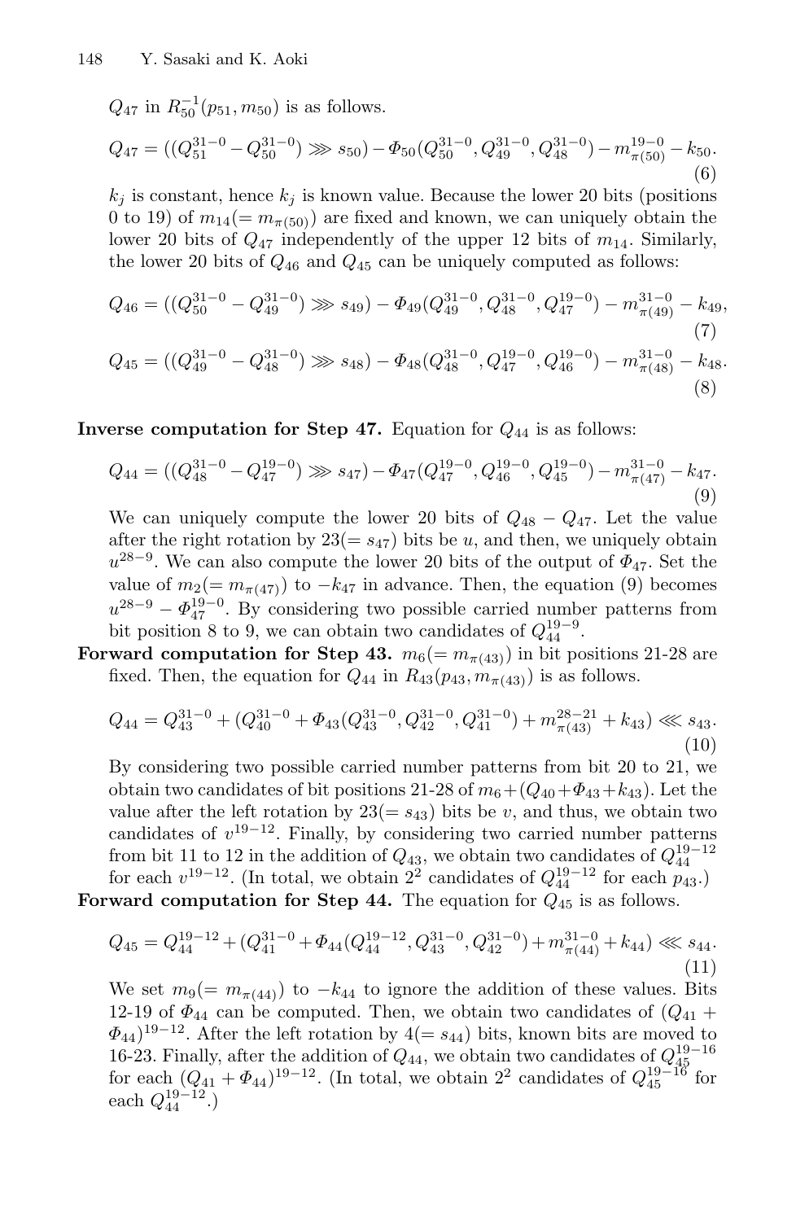$Q_{47}$ in $R_{50}^{-1}(p_{51}, m_{50})$ is as follows.

$$Q_{47} = ((Q_{51}^{31-0} - Q_{50}^{31-0}) \ggg s_{50}) - \Phi_{50}(Q_{50}^{31-0}, Q_{49}^{31-0}, Q_{48}^{31-0}) - m_{\pi(50)}^{19-0} - k_{50}. \quad (6)$$

$k_j$ is constant, hence $k_j$ is known value. Because the lower 20 bits (positions 0 to 19) of $m_{14}(= m_{\pi(50)})$ are fixed and known, we can uniquely obtain the lower 20 bits of $Q_{47}$ independently of the upper 12 bits of $m_{14}$. Similarly, the lower 20 bits of $Q_{46}$ and $Q_{45}$ can be uniquely computed as follows:

$$Q_{46} = ((Q_{50}^{31-0} - Q_{49}^{31-0}) \ggg s_{49}) - \Phi_{49}(Q_{49}^{31-0}, Q_{48}^{31-0}, Q_{47}^{19-0}) - m_{\pi(49)}^{31-0} - k_{49}, \quad (7)$$

$$Q_{45} = ((Q_{49}^{31-0} - Q_{48}^{31-0}) \ggg s_{48}) - \Phi_{48}(Q_{48}^{31-0}, Q_{47}^{19-0}, Q_{46}^{19-0}) - m_{\pi(48)}^{31-0} - k_{48}. \quad (8)$$

**Inverse computation for Step 47.** Equation for $Q_{44}$ is as follows:

$$Q_{44} = ((Q_{48}^{31-0} - Q_{47}^{19-0}) \ggg s_{47}) - \Phi_{47}(Q_{47}^{19-0}, Q_{46}^{19-0}, Q_{45}^{19-0}) - m_{\pi(47)}^{31-0} - k_{47}. \quad (9)$$

We can uniquely compute the lower 20 bits of $Q_{48} - Q_{47}$. Let the value after the right rotation by $23(= s_{47})$ bits be $u$, and then, we uniquely obtain $u^{28-9}$. We can also compute the lower 20 bits of the output of $\Phi_{47}$. Set the value of $m_2(= m_{\pi(47)})$ to $-k_{47}$ in advance. Then, the equation (9) becomes $u^{28-9} - \Phi_{47}^{19-0}$. By considering two possible carried number patterns from bit position 8 to 9, we can obtain two candidates of $Q_{44}^{19-9}$.

**Forward computation for Step 43.** $m_6(= m_{\pi(43)})$ in bit positions 21-28 are fixed. Then, the equation for $Q_{44}$ in $R_{43}(p_{43}, m_{\pi(43)})$ is as follows.

$$Q_{44} = Q_{43}^{31-0} + (Q_{40}^{31-0} + \Phi_{43}(Q_{43}^{31-0}, Q_{42}^{31-0}, Q_{41}^{31-0}) + m_{\pi(43)}^{28-21} + k_{43}) \lll s_{43}. \quad (10)$$

By considering two possible carried number patterns from bit 20 to 21, we obtain two candidates of bit positions 21-28 of $m_6 + (Q_{40} + \Phi_{43} + k_{43})$. Let the value after the left rotation by $23(= s_{43})$ bits be $v$, and thus, we obtain two candidates of $v^{19-12}$. Finally, by considering two carried number patterns from bit 11 to 12 in the addition of $Q_{43}$, we obtain two candidates of $Q_{44}^{19-12}$ for each $v^{19-12}$. (In total, we obtain $2^2$ candidates of $Q_{44}^{19-12}$ for each $p_{43}$.)

**Forward computation for Step 44.** The equation for $Q_{45}$ is as follows.

$$Q_{45} = Q_{44}^{19-12} + (Q_{41}^{31-0} + \Phi_{44}(Q_{44}^{19-12}, Q_{43}^{31-0}, Q_{42}^{31-0}) + m_{\pi(44)}^{31-0} + k_{44}) \lll s_{44}. \quad (11)$$

We set $m_9(= m_{\pi(44)})$ to $-k_{44}$ to ignore the addition of these values. Bits 12-19 of $\Phi_{44}$ can be computed. Then, we obtain two candidates of $(Q_{41} + \Phi_{44})^{19-12}$. After the left rotation by $4(= s_{44})$ bits, known bits are moved to 16-23. Finally, after the addition of $Q_{44}$, we obtain two candidates of $Q_{45}^{19-16}$ for each $(Q_{41} + \Phi_{44})^{19-12}$. (In total, we obtain $2^2$ candidates of $Q_{45}^{19-16}$ for each $Q_{44}^{19-12}$.)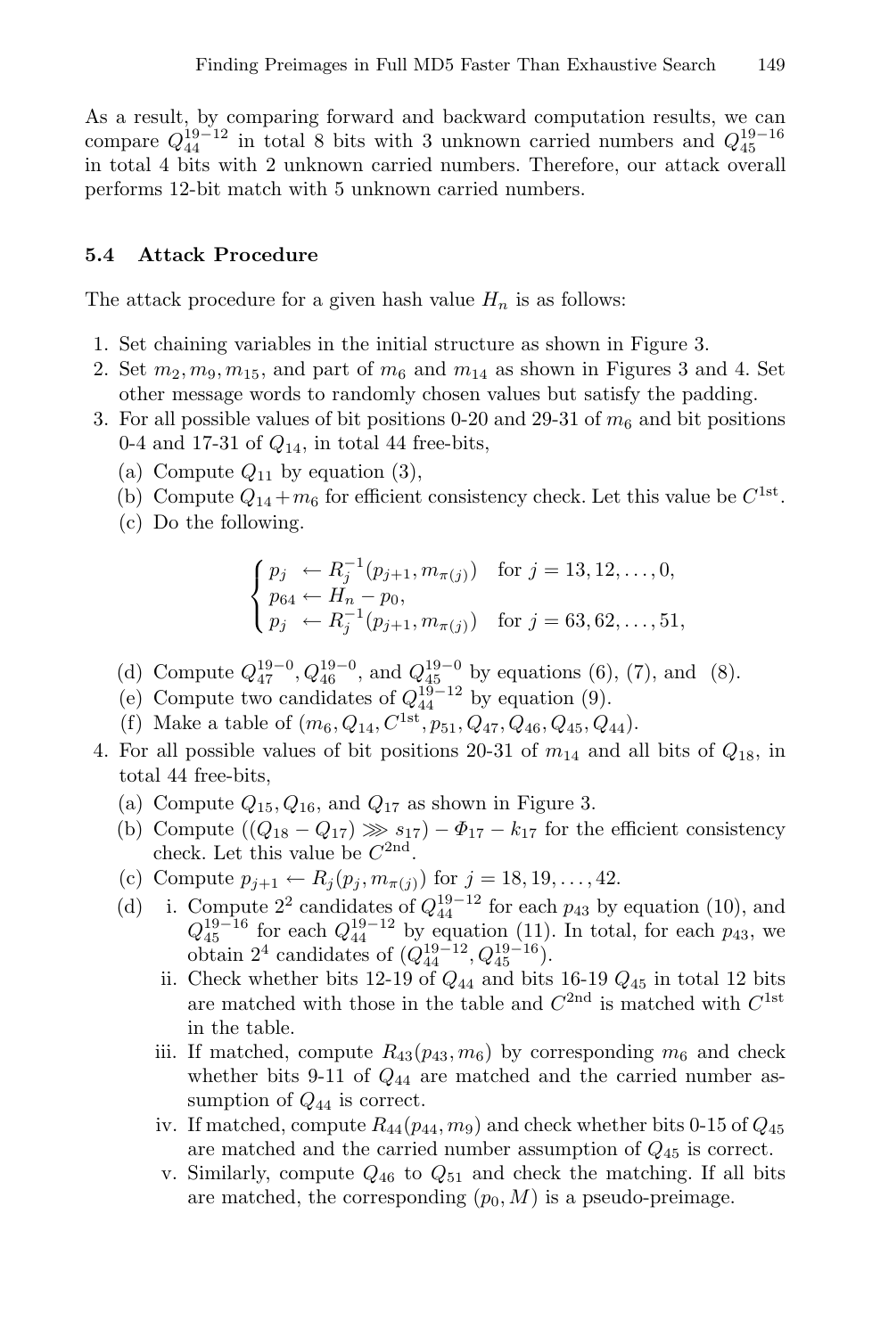As a result, by comparing forward and backward computation results, we can compare $Q_{44}^{19-12}$ in total 8 bits with 3 unknown carried numbers and $Q_{45}^{19-16}$ in total 4 bits with 2 unknown carried numbers. Therefore, our attack overall performs 12-bit match with 5 unknown carried numbers.

### 5.4 Attack Procedure

The attack procedure for a given hash value $H_n$ is as follows:

1. Set chaining variables in the initial structure as shown in Figure 3.
2. Set $m_2, m_9, m_{15}$, and part of $m_6$ and $m_{14}$ as shown in Figures 3 and 4. Set other message words to randomly chosen values but satisfy the padding.
3. For all possible values of bit positions 0-20 and 29-31 of $m_6$ and bit positions 0-4 and 17-31 of $Q_{14}$, in total 44 free-bits,
   (a) Compute $Q_{11}$ by equation (3),
   (b) Compute $Q_{14} + m_6$ for efficient consistency check. Let this value be $C^{1\text{st}}$.
   (c) Do the following.

$$\begin{cases} p_j \leftarrow R_j^{-1}(p_{j+1}, m_{\pi(j)}) & \text{for } j = 13, 12, \ldots, 0, \\ p_{64} \leftarrow H_n - p_0, \\ p_j \leftarrow R_j^{-1}(p_{j+1}, m_{\pi(j)}) & \text{for } j = 63, 62, \ldots, 51, \end{cases}$$

   (d) Compute $Q_{47}^{19-0}, Q_{46}^{19-0}$, and $Q_{45}^{19-0}$ by equations (6), (7), and (8).
   (e) Compute two candidates of $Q_{44}^{19-12}$ by equation (9).
   (f) Make a table of $(m_6, Q_{14}, C^{1\text{st}}, p_{51}, Q_{47}, Q_{46}, Q_{45}, Q_{44})$.
4. For all possible values of bit positions 20-31 of $m_{14}$ and all bits of $Q_{18}$, in total 44 free-bits,
   (a) Compute $Q_{15}, Q_{16}$, and $Q_{17}$ as shown in Figure 3.
   (b) Compute $((Q_{18} - Q_{17}) \ggg s_{17}) - \Phi_{17} - k_{17}$ for the efficient consistency check. Let this value be $C^{2\text{nd}}$.
   (c) Compute $p_{j+1} \leftarrow R_j(p_j, m_{\pi(j)})$ for $j = 18, 19, \ldots, 42$.
   (d) 
      i. Compute $2^2$ candidates of $Q_{44}^{19-12}$ for each $p_{43}$ by equation (10), and $Q_{45}^{19-16}$ for each $Q_{44}^{19-12}$ by equation (11). In total, for each $p_{43}$, we obtain $2^4$ candidates of $(Q_{44}^{19-12}, Q_{45}^{19-16})$.
      ii. Check whether bits 12-19 of $Q_{44}$ and bits 16-19 $Q_{45}$ in total 12 bits are matched with those in the table and $C^{2\text{nd}}$ is matched with $C^{1\text{st}}$ in the table.
      iii. If matched, compute $R_{43}(p_{43}, m_6)$ by corresponding $m_6$ and check whether bits 9-11 of $Q_{44}$ are matched and the carried number assumption of $Q_{44}$ is correct.
      iv. If matched, compute $R_{44}(p_{44}, m_9)$ and check whether bits 0-15 of $Q_{45}$ are matched and the carried number assumption of $Q_{45}$ is correct.
      v. Similarly, compute $Q_{46}$ to $Q_{51}$ and check the matching. If all bits are matched, the corresponding $(p_0, M)$ is a pseudo-preimage.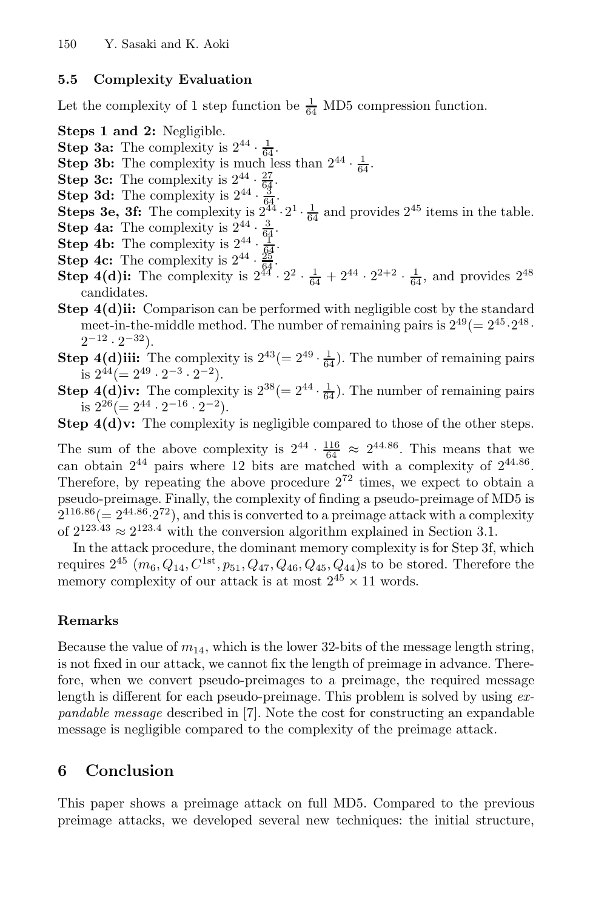### 5.5 Complexity Evaluation

Let the complexity of 1 step function be $\frac{1}{64}$ MD5 compression function.

**Steps 1 and 2:** Negligible.

**Step 3a:** The complexity is $2^{44} \cdot \frac{1}{64}$.

**Step 3b:** The complexity is much less than $2^{44} \cdot \frac{1}{64}$.

**Step 3c:** The complexity is $2^{44} \cdot \frac{27}{64}$.

**Step 3d:** The complexity is $2^{44} \cdot \frac{3}{64}$.

**Steps 3e, 3f:** The complexity is $2^{44} \cdot 2^{1} \cdot \frac{1}{64}$ and provides $2^{45}$ items in the table.

**Step 4a:** The complexity is $2^{44} \cdot \frac{3}{64}$.

**Step 4b:** The complexity is $2^{44} \cdot \frac{1}{64}$.

**Step 4c:** The complexity is $2^{44} \cdot \frac{25}{64}$.

**Step 4(d)i:** The complexity is $2^{44} \cdot 2^{2} \cdot \frac{1}{64} + 2^{44} \cdot 2^{2+2} \cdot \frac{1}{64}$, and provides $2^{48}$ candidates.

**Step 4(d)ii:** Comparison can be performed with negligible cost by the standard meet-in-the-middle method. The number of remaining pairs is $2^{49} (= 2^{45} \cdot 2^{48} \cdot 2^{-12} \cdot 2^{-32})$.

**Step 4(d)iii:** The complexity is $2^{43} (= 2^{49} \cdot \frac{1}{64})$. The number of remaining pairs is $2^{44} (= 2^{49} \cdot 2^{-3} \cdot 2^{-2})$.

**Step 4(d)iv:** The complexity is $2^{38} (= 2^{44} \cdot \frac{1}{64})$. The number of remaining pairs is $2^{26} (= 2^{44} \cdot 2^{-16} \cdot 2^{-2})$.

**Step 4(d)v:** The complexity is negligible compared to those of the other steps.

The sum of the above complexity is $2^{44} \cdot \frac{116}{64} \approx 2^{44.86}$. This means that we can obtain $2^{44}$ pairs where 12 bits are matched with a complexity of $2^{44.86}$. Therefore, by repeating the above procedure $2^{72}$ times, we expect to obtain a pseudo-preimage. Finally, the complexity of finding a pseudo-preimage of MD5 is $2^{116.86} (= 2^{44.86} \cdot 2^{72})$, and this is converted to a preimage attack with a complexity of $2^{123.43} \approx 2^{123.4}$ with the conversion algorithm explained in Section 3.1.

In the attack procedure, the dominant memory complexity is for Step 3f, which requires $2^{45}$ $(m_6, Q_{14}, C^{1\text{st}}, p_{51}, Q_{47}, Q_{46}, Q_{45}, Q_{44})$s to be stored. Therefore the memory complexity of our attack is at most $2^{45} \times 11$ words.

#### Remarks

Because the value of $m_{14}$, which is the lower 32-bits of the message length string, is not fixed in our attack, we cannot fix the length of preimage in advance. Therefore, when we convert pseudo-preimages to a preimage, the required message length is different for each pseudo-preimage. This problem is solved by using *expandable message* described in [7]. Note the cost for constructing an expandable message is negligible compared to the complexity of the preimage attack.

## 6 Conclusion

This paper shows a preimage attack on full MD5. Compared to the previous preimage attacks, we developed several new techniques: the initial structure,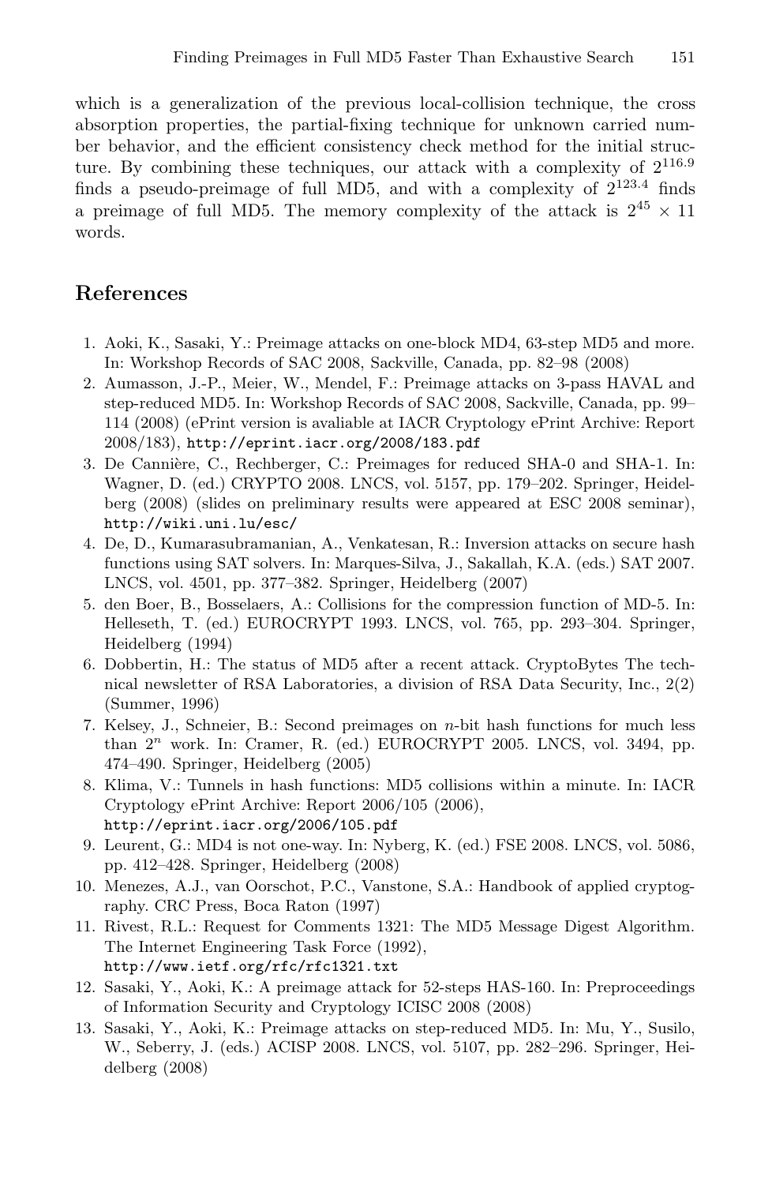which is a generalization of the previous local-collision technique, the cross absorption properties, the partial-fixing technique for unknown carried number behavior, and the efficient consistency check method for the initial structure. By combining these techniques, our attack with a complexity of $2^{116.9}$ finds a pseudo-preimage of full MD5, and with a complexity of $2^{123.4}$ finds a preimage of full MD5. The memory complexity of the attack is $2^{45} \times 11$ words.

## References

1. Aoki, K., Sasaki, Y.: Preimage attacks on one-block MD4, 63-step MD5 and more. In: Workshop Records of SAC 2008, Sackville, Canada, pp. 82–98 (2008)
2. Aumasson, J.-P., Meier, W., Mendel, F.: Preimage attacks on 3-pass HAVAL and step-reduced MD5. In: Workshop Records of SAC 2008, Sackville, Canada, pp. 99–114 (2008) (ePrint version is avaliable at IACR Cryptology ePrint Archive: Report 2008/183), http://eprint.iacr.org/2008/183.pdf
3. De Cannière, C., Rechberger, C.: Preimages for reduced SHA-0 and SHA-1. In: Wagner, D. (ed.) CRYPTO 2008. LNCS, vol. 5157, pp. 179–202. Springer, Heidelberg (2008) (slides on preliminary results were appeared at ESC 2008 seminar), http://wiki.uni.lu/esc/
4. De, D., Kumarasubramanian, A., Venkatesan, R.: Inversion attacks on secure hash functions using SAT solvers. In: Marques-Silva, J., Sakallah, K.A. (eds.) SAT 2007. LNCS, vol. 4501, pp. 377–382. Springer, Heidelberg (2007)
5. den Boer, B., Bosselaers, A.: Collisions for the compression function of MD-5. In: Helleseth, T. (ed.) EUROCRYPT 1993. LNCS, vol. 765, pp. 293–304. Springer, Heidelberg (1994)
6. Dobbertin, H.: The status of MD5 after a recent attack. CryptoBytes The technical newsletter of RSA Laboratories, a division of RSA Data Security, Inc., 2(2) (Summer, 1996)
7. Kelsey, J., Schneier, B.: Second preimages on $n$-bit hash functions for much less than $2^n$ work. In: Cramer, R. (ed.) EUROCRYPT 2005. LNCS, vol. 3494, pp. 474–490. Springer, Heidelberg (2005)
8. Klima, V.: Tunnels in hash functions: MD5 collisions within a minute. In: IACR Cryptology ePrint Archive: Report 2006/105 (2006), http://eprint.iacr.org/2006/105.pdf
9. Leurent, G.: MD4 is not one-way. In: Nyberg, K. (ed.) FSE 2008. LNCS, vol. 5086, pp. 412–428. Springer, Heidelberg (2008)
10. Menezes, A.J., van Oorschot, P.C., Vanstone, S.A.: Handbook of applied cryptography. CRC Press, Boca Raton (1997)
11. Rivest, R.L.: Request for Comments 1321: The MD5 Message Digest Algorithm. The Internet Engineering Task Force (1992), http://www.ietf.org/rfc/rfc1321.txt
12. Sasaki, Y., Aoki, K.: A preimage attack for 52-steps HAS-160. In: Preproceedings of Information Security and Cryptology ICISC 2008 (2008)
13. Sasaki, Y., Aoki, K.: Preimage attacks on step-reduced MD5. In: Mu, Y., Susilo, W., Seberry, J. (eds.) ACISP 2008. LNCS, vol. 5107, pp. 282–296. Springer, Heidelberg (2008)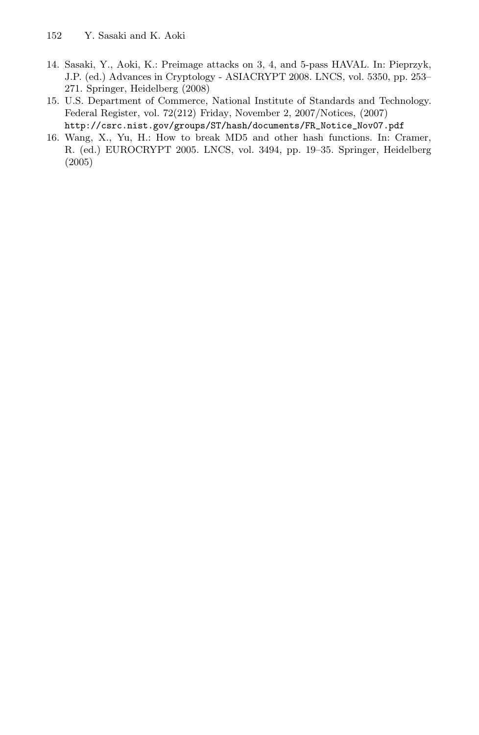14. Sasaki, Y., Aoki, K.: Preimage attacks on 3, 4, and 5-pass HAVAL. In: Pieprzyk, J.P. (ed.) Advances in Cryptology - ASIACRYPT 2008. LNCS, vol. 5350, pp. 253–271. Springer, Heidelberg (2008)
15. U.S. Department of Commerce, National Institute of Standards and Technology. Federal Register, vol. 72(212) Friday, November 2, 2007/Notices, (2007) http://csrc.nist.gov/groups/ST/hash/documents/FR_Notice_Nov07.pdf
16. Wang, X., Yu, H.: How to break MD5 and other hash functions. In: Cramer, R. (ed.) EUROCRYPT 2005. LNCS, vol. 3494, pp. 19–35. Springer, Heidelberg (2005)